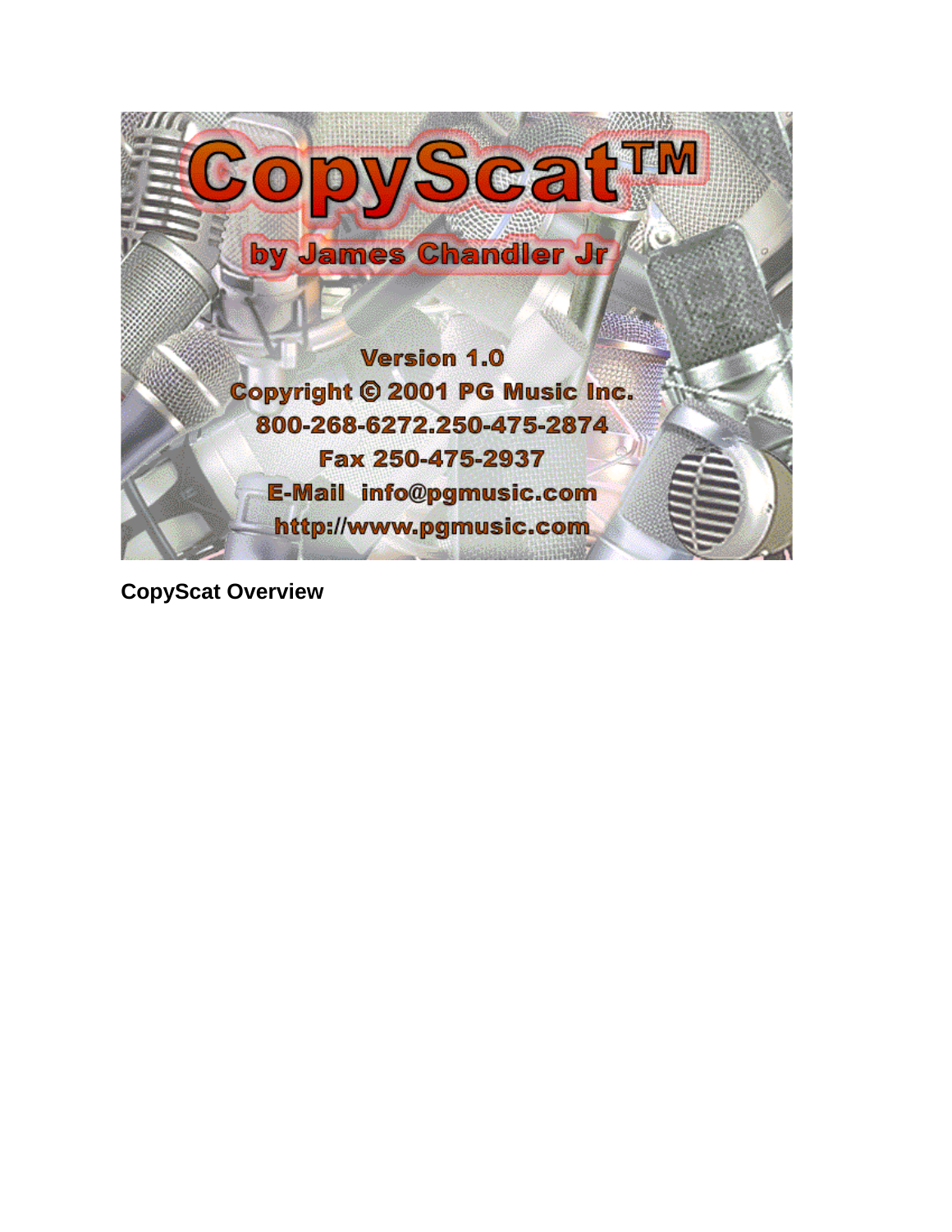# CopyScat™

**by James Chandler Jr**

**Version 1.0**

**Copyright © 2001 PG Music Inc.**

**800-268-6272.250-475-2874**

**Fax 250-475-2937**

**E-Mail info@pgmusic.com**

**http://www.pgmusic.com**

## CopyScat Overview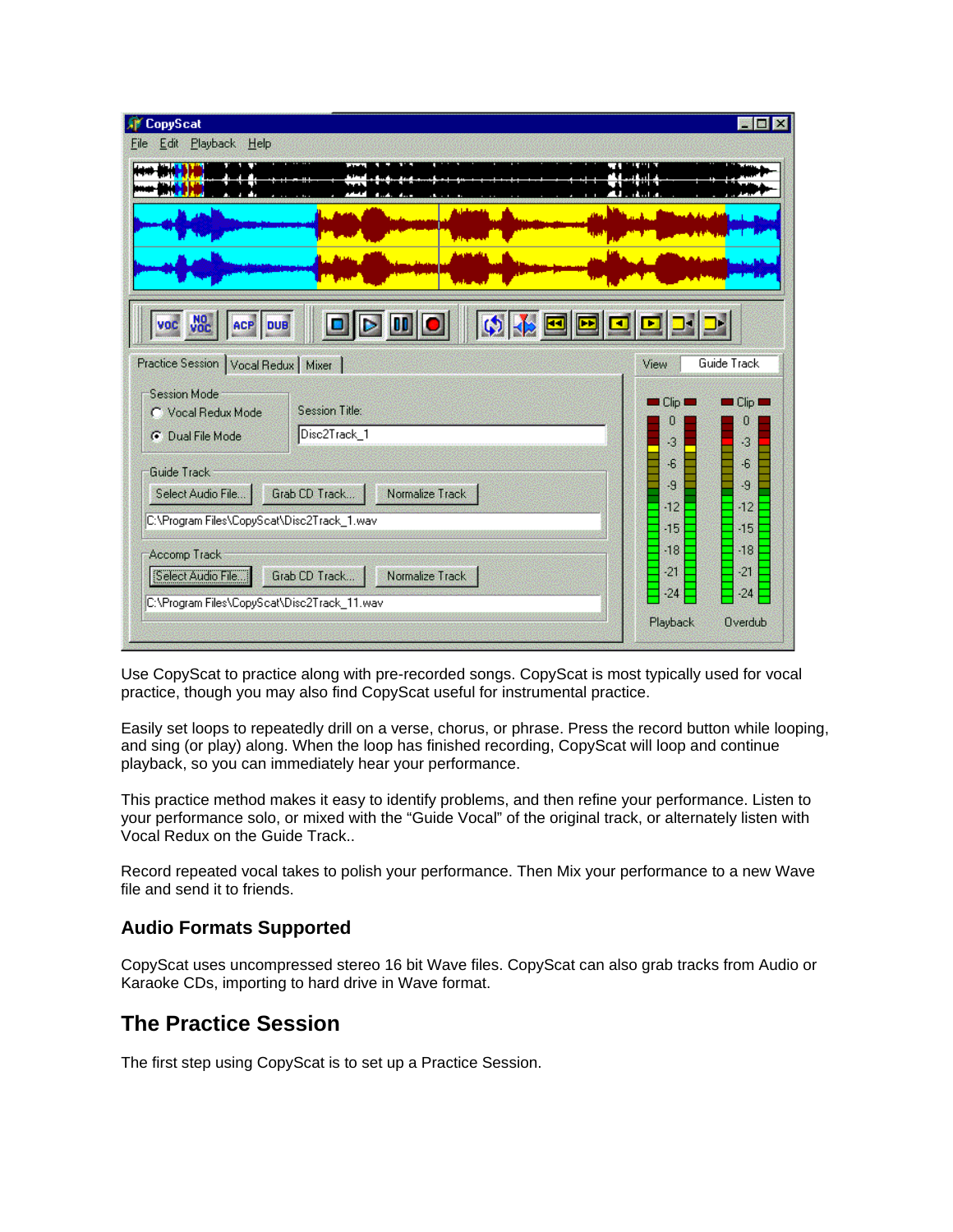Use CopyScat to practice along with pre-recorded songs. CopyScat is most typically used for vocal practice, though you may also find CopyScat useful for instrumental practice.

Easily set loops to repeatedly drill on a verse, chorus, or phrase. Press the record button while looping, and sing (or play) along. When the loop has finished recording, CopyScat will loop and continue playback, so you can immediately hear your performance.

This practice method makes it easy to identify problems, and then refine your performance. Listen to your performance solo, or mixed with the "Guide Vocal" of the original track, or alternately listen with Vocal Redux on the Guide Track..

Record repeated vocal takes to polish your performance. Then Mix your performance to a new Wave file and send it to friends.

### Audio Formats Supported

CopyScat uses uncompressed stereo 16 bit Wave files. CopyScat can also grab tracks from Audio or Karaoke CDs, importing to hard drive in Wave format.

## The Practice Session

The first step using CopyScat is to set up a Practice Session.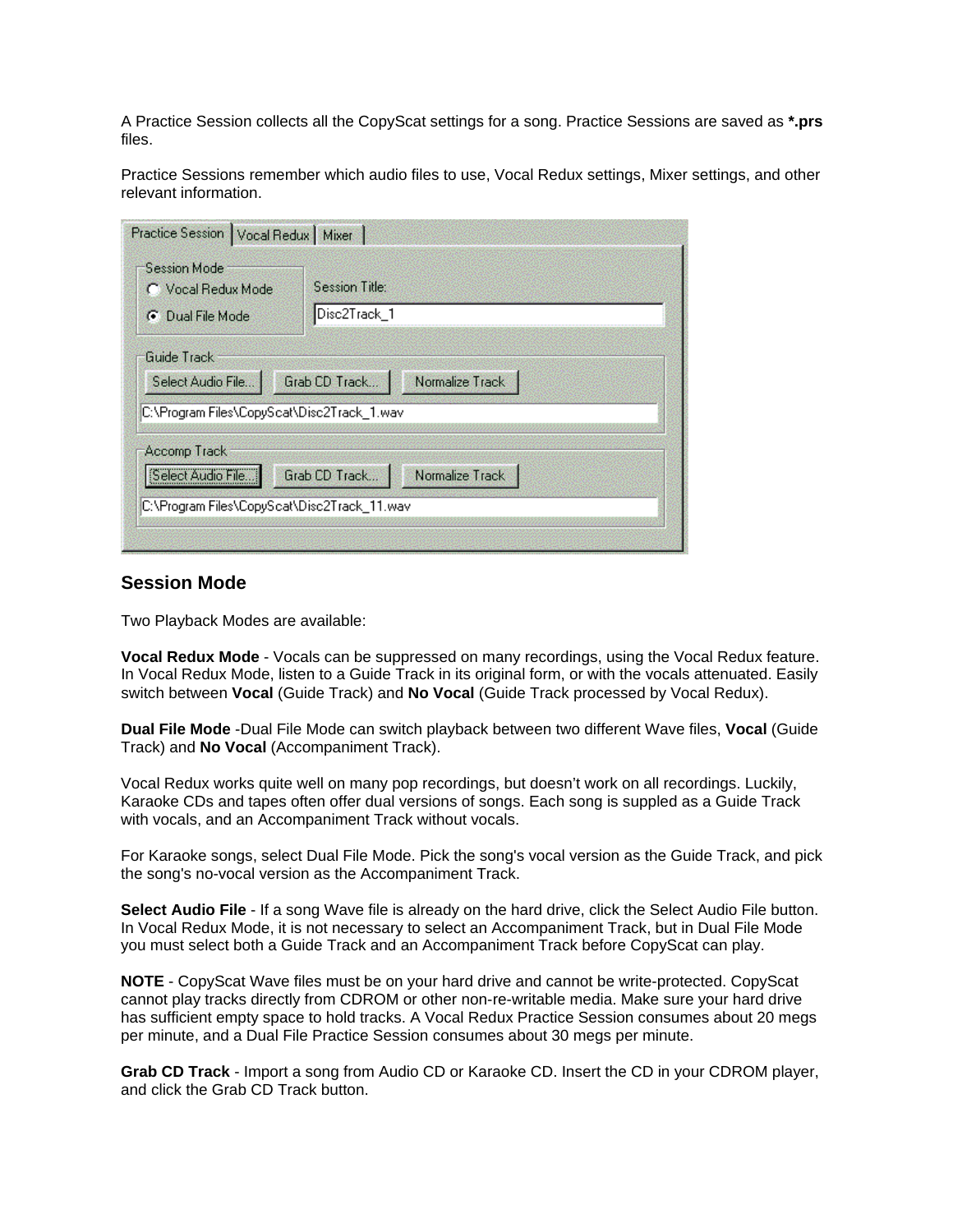A Practice Session collects all the CopyScat settings for a song. Practice Sessions are saved as ***.prs** files.

Practice Sessions remember which audio files to use, Vocal Redux settings, Mixer settings, and other relevant information.

## Session Mode

Two Playback Modes are available:

**Vocal Redux Mode** - Vocals can be suppressed on many recordings, using the Vocal Redux feature. In Vocal Redux Mode, listen to a Guide Track in its original form, or with the vocals attenuated. Easily switch between **Vocal** (Guide Track) and **No Vocal** (Guide Track processed by Vocal Redux).

**Dual File Mode** -Dual File Mode can switch playback between two different Wave files, **Vocal** (Guide Track) and **No Vocal** (Accompaniment Track).

Vocal Redux works quite well on many pop recordings, but doesn't work on all recordings. Luckily, Karaoke CDs and tapes often offer dual versions of songs. Each song is suppled as a Guide Track with vocals, and an Accompaniment Track without vocals.

For Karaoke songs, select Dual File Mode. Pick the song's vocal version as the Guide Track, and pick the song's no-vocal version as the Accompaniment Track.

**Select Audio File** - If a song Wave file is already on the hard drive, click the Select Audio File button. In Vocal Redux Mode, it is not necessary to select an Accompaniment Track, but in Dual File Mode you must select both a Guide Track and an Accompaniment Track before CopyScat can play.

**NOTE** - CopyScat Wave files must be on your hard drive and cannot be write-protected. CopyScat cannot play tracks directly from CDROM or other non-re-writable media. Make sure your hard drive has sufficient empty space to hold tracks. A Vocal Redux Practice Session consumes about 20 megs per minute, and a Dual File Practice Session consumes about 30 megs per minute.

**Grab CD Track** - Import a song from Audio CD or Karaoke CD. Insert the CD in your CDROM player, and click the Grab CD Track button.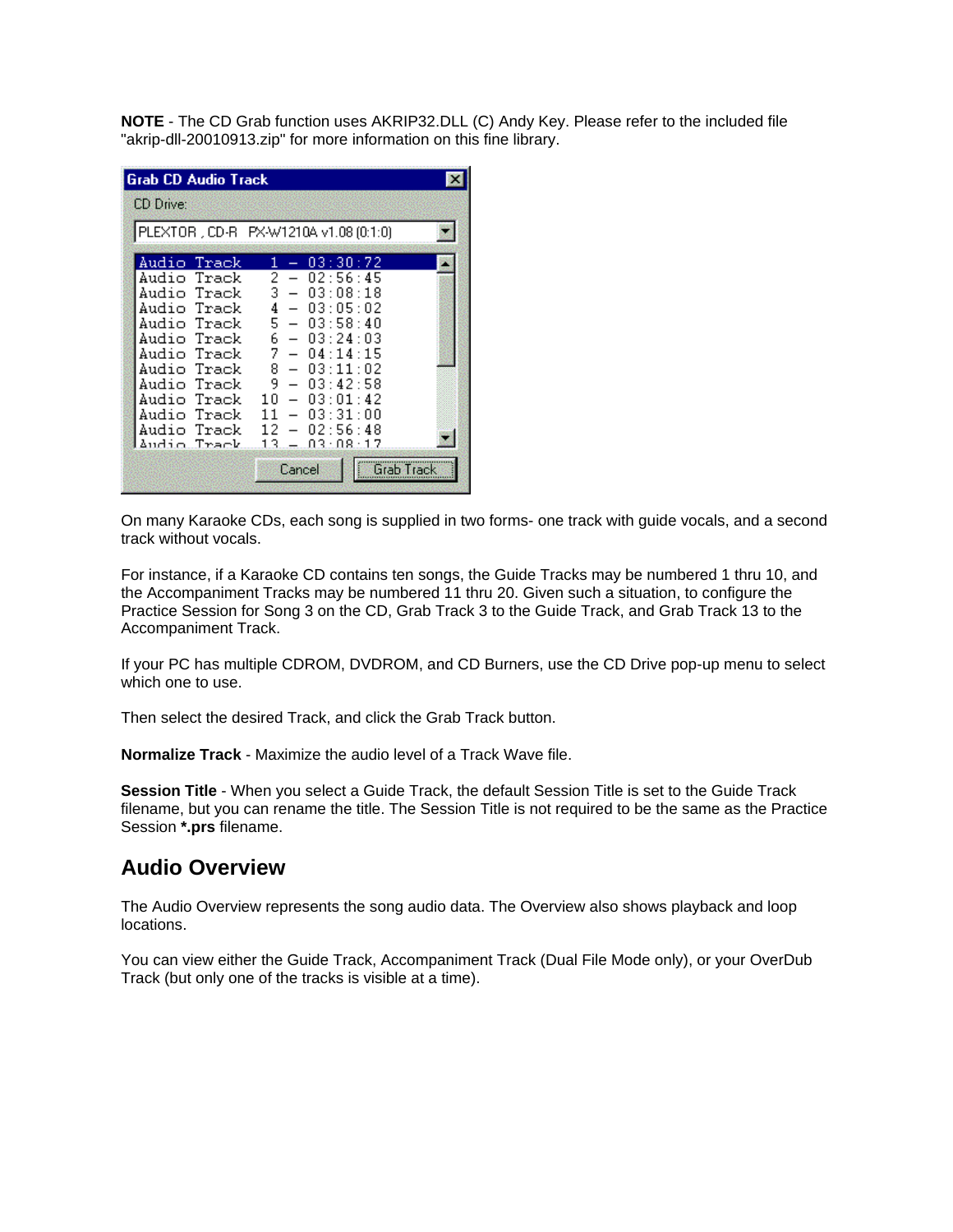**NOTE** - The CD Grab function uses AKRIP32.DLL (C) Andy Key. Please refer to the included file "akrip-dll-20010913.zip" for more information on this fine library.

On many Karaoke CDs, each song is supplied in two forms- one track with guide vocals, and a second track without vocals.

For instance, if a Karaoke CD contains ten songs, the Guide Tracks may be numbered 1 thru 10, and the Accompaniment Tracks may be numbered 11 thru 20. Given such a situation, to configure the Practice Session for Song 3 on the CD, Grab Track 3 to the Guide Track, and Grab Track 13 to the Accompaniment Track.

If your PC has multiple CDROM, DVDROM, and CD Burners, use the CD Drive pop-up menu to select which one to use.

Then select the desired Track, and click the Grab Track button.

**Normalize Track** - Maximize the audio level of a Track Wave file.

**Session Title** - When you select a Guide Track, the default Session Title is set to the Guide Track filename, but you can rename the title. The Session Title is not required to be the same as the Practice Session ***.prs** filename.

## Audio Overview

The Audio Overview represents the song audio data. The Overview also shows playback and loop locations.

You can view either the Guide Track, Accompaniment Track (Dual File Mode only), or your OverDub Track (but only one of the tracks is visible at a time).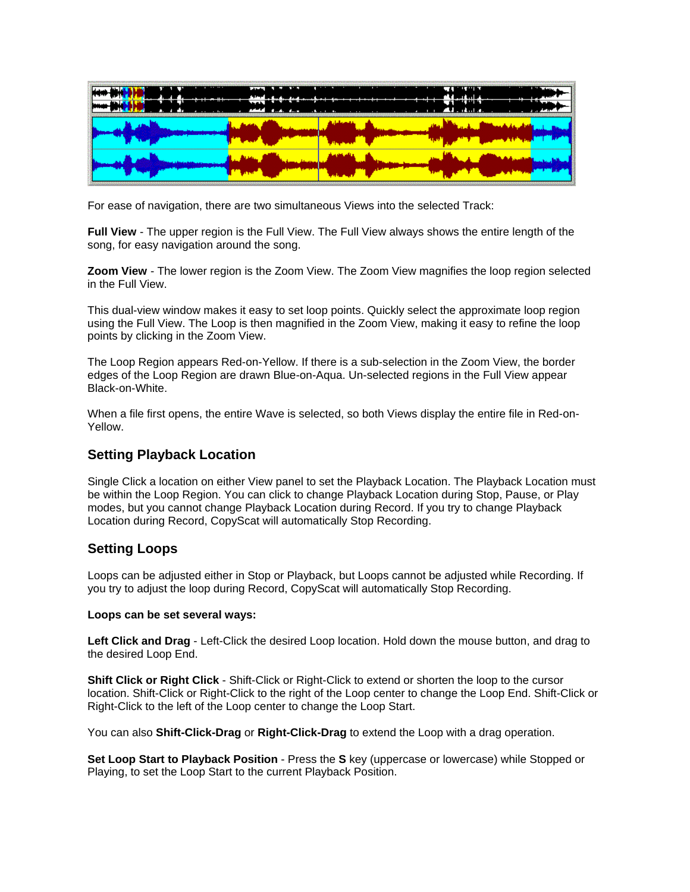For ease of navigation, there are two simultaneous Views into the selected Track:

**Full View** - The upper region is the Full View. The Full View always shows the entire length of the song, for easy navigation around the song.

**Zoom View** - The lower region is the Zoom View. The Zoom View magnifies the loop region selected in the Full View.

This dual-view window makes it easy to set loop points. Quickly select the approximate loop region using the Full View. The Loop is then magnified in the Zoom View, making it easy to refine the loop points by clicking in the Zoom View.

The Loop Region appears Red-on-Yellow. If there is a sub-selection in the Zoom View, the border edges of the Loop Region are drawn Blue-on-Aqua. Un-selected regions in the Full View appear Black-on-White.

When a file first opens, the entire Wave is selected, so both Views display the entire file in Red-on-Yellow.

## Setting Playback Location

Single Click a location on either View panel to set the Playback Location. The Playback Location must be within the Loop Region. You can click to change Playback Location during Stop, Pause, or Play modes, but you cannot change Playback Location during Record. If you try to change Playback Location during Record, CopyScat will automatically Stop Recording.

## Setting Loops

Loops can be adjusted either in Stop or Playback, but Loops cannot be adjusted while Recording. If you try to adjust the loop during Record, CopyScat will automatically Stop Recording.

**Loops can be set several ways:**

**Left Click and Drag** - Left-Click the desired Loop location. Hold down the mouse button, and drag to the desired Loop End.

**Shift Click or Right Click** - Shift-Click or Right-Click to extend or shorten the loop to the cursor location. Shift-Click or Right-Click to the right of the Loop center to change the Loop End. Shift-Click or Right-Click to the left of the Loop center to change the Loop Start.

You can also **Shift-Click-Drag** or **Right-Click-Drag** to extend the Loop with a drag operation.

**Set Loop Start to Playback Position** - Press the **S** key (uppercase or lowercase) while Stopped or Playing, to set the Loop Start to the current Playback Position.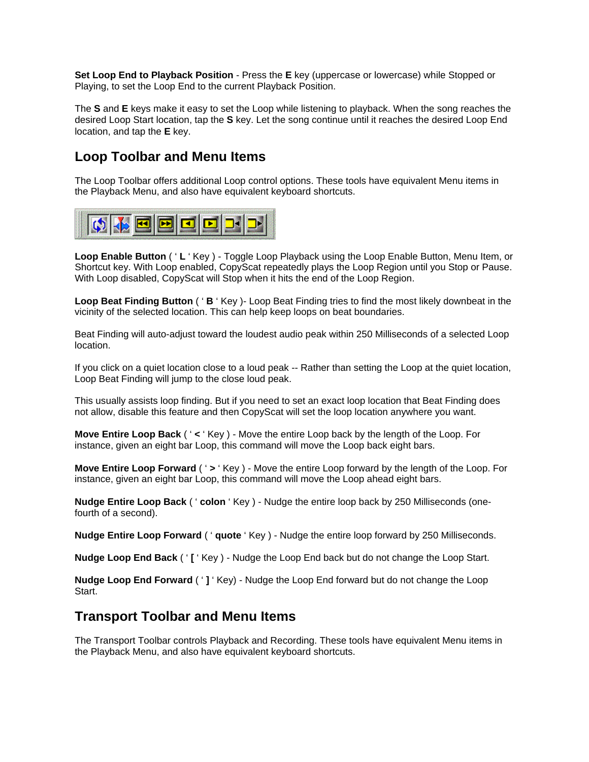**Set Loop End to Playback Position** - Press the **E** key (uppercase or lowercase) while Stopped or Playing, to set the Loop End to the current Playback Position.

The **S** and **E** keys make it easy to set the Loop while listening to playback. When the song reaches the desired Loop Start location, tap the **S** key. Let the song continue until it reaches the desired Loop End location, and tap the **E** key.

## Loop Toolbar and Menu Items

The Loop Toolbar offers additional Loop control options. These tools have equivalent Menu items in the Playback Menu, and also have equivalent keyboard shortcuts.

**Loop Enable Button** ( ' **L** ' Key ) - Toggle Loop Playback using the Loop Enable Button, Menu Item, or Shortcut key. With Loop enabled, CopyScat repeatedly plays the Loop Region until you Stop or Pause. With Loop disabled, CopyScat will Stop when it hits the end of the Loop Region.

**Loop Beat Finding Button** ( ' **B** ' Key )- Loop Beat Finding tries to find the most likely downbeat in the vicinity of the selected location. This can help keep loops on beat boundaries.

Beat Finding will auto-adjust toward the loudest audio peak within 250 Milliseconds of a selected Loop location.

If you click on a quiet location close to a loud peak -- Rather than setting the Loop at the quiet location, Loop Beat Finding will jump to the close loud peak.

This usually assists loop finding. But if you need to set an exact loop location that Beat Finding does not allow, disable this feature and then CopyScat will set the loop location anywhere you want.

**Move Entire Loop Back** ( ' **<** ' Key ) - Move the entire Loop back by the length of the Loop. For instance, given an eight bar Loop, this command will move the Loop back eight bars.

**Move Entire Loop Forward** ( ' **>** ' Key ) - Move the entire Loop forward by the length of the Loop. For instance, given an eight bar Loop, this command will move the Loop ahead eight bars.

**Nudge Entire Loop Back** ( ' **colon** ' Key ) - Nudge the entire loop back by 250 Milliseconds (one-fourth of a second).

**Nudge Entire Loop Forward** ( ' **quote** ' Key ) - Nudge the entire loop forward by 250 Milliseconds.

**Nudge Loop End Back** ( ' **[** ' Key ) - Nudge the Loop End back but do not change the Loop Start.

**Nudge Loop End Forward** ( ' **]** ' Key) - Nudge the Loop End forward but do not change the Loop Start.

## Transport Toolbar and Menu Items

The Transport Toolbar controls Playback and Recording. These tools have equivalent Menu items in the Playback Menu, and also have equivalent keyboard shortcuts.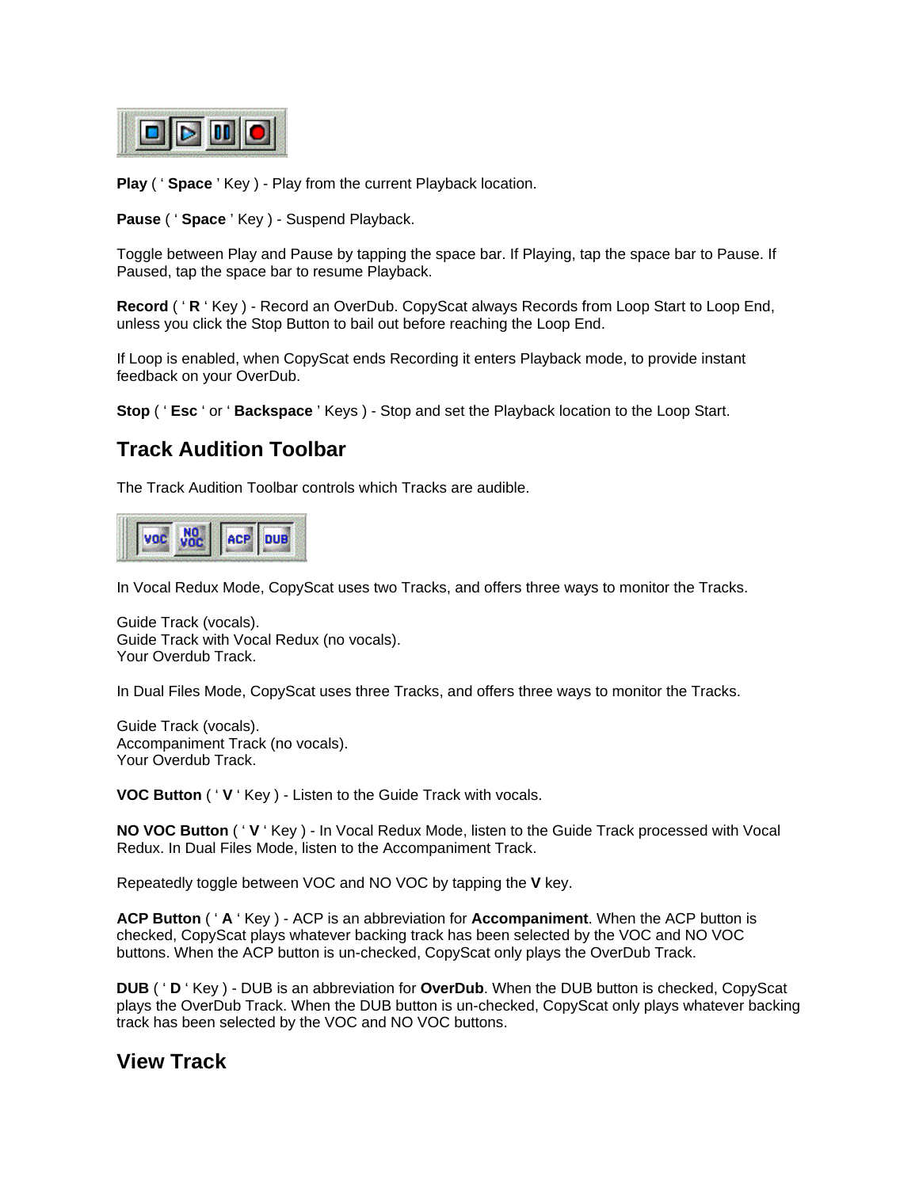**Play** ( ‘ **Space** ’ Key ) - Play from the current Playback location.

**Pause** ( ‘ **Space** ’ Key ) - Suspend Playback.

Toggle between Play and Pause by tapping the space bar. If Playing, tap the space bar to Pause. If Paused, tap the space bar to resume Playback.

**Record** ( ‘ **R** ‘ Key ) - Record an OverDub. CopyScat always Records from Loop Start to Loop End, unless you click the Stop Button to bail out before reaching the Loop End.

If Loop is enabled, when CopyScat ends Recording it enters Playback mode, to provide instant feedback on your OverDub.

**Stop** ( ‘ **Esc** ‘ or ‘ **Backspace** ’ Keys ) - Stop and set the Playback location to the Loop Start.

## Track Audition Toolbar

The Track Audition Toolbar controls which Tracks are audible.

In Vocal Redux Mode, CopyScat uses two Tracks, and offers three ways to monitor the Tracks.

Guide Track (vocals).
Guide Track with Vocal Redux (no vocals).
Your Overdub Track.

In Dual Files Mode, CopyScat uses three Tracks, and offers three ways to monitor the Tracks.

Guide Track (vocals).
Accompaniment Track (no vocals).
Your Overdub Track.

**VOC Button** ( ‘ **V** ‘ Key ) - Listen to the Guide Track with vocals.

**NO VOC Button** ( ‘ **V** ‘ Key ) - In Vocal Redux Mode, listen to the Guide Track processed with Vocal Redux. In Dual Files Mode, listen to the Accompaniment Track.

Repeatedly toggle between VOC and NO VOC by tapping the **V** key.

**ACP Button** ( ‘ **A** ‘ Key ) - ACP is an abbreviation for **Accompaniment**. When the ACP button is checked, CopyScat plays whatever backing track has been selected by the VOC and NO VOC buttons. When the ACP button is un-checked, CopyScat only plays the OverDub Track.

**DUB** ( ‘ **D** ‘ Key ) - DUB is an abbreviation for **OverDub**. When the DUB button is checked, CopyScat plays the OverDub Track. When the DUB button is un-checked, CopyScat only plays whatever backing track has been selected by the VOC and NO VOC buttons.

## View Track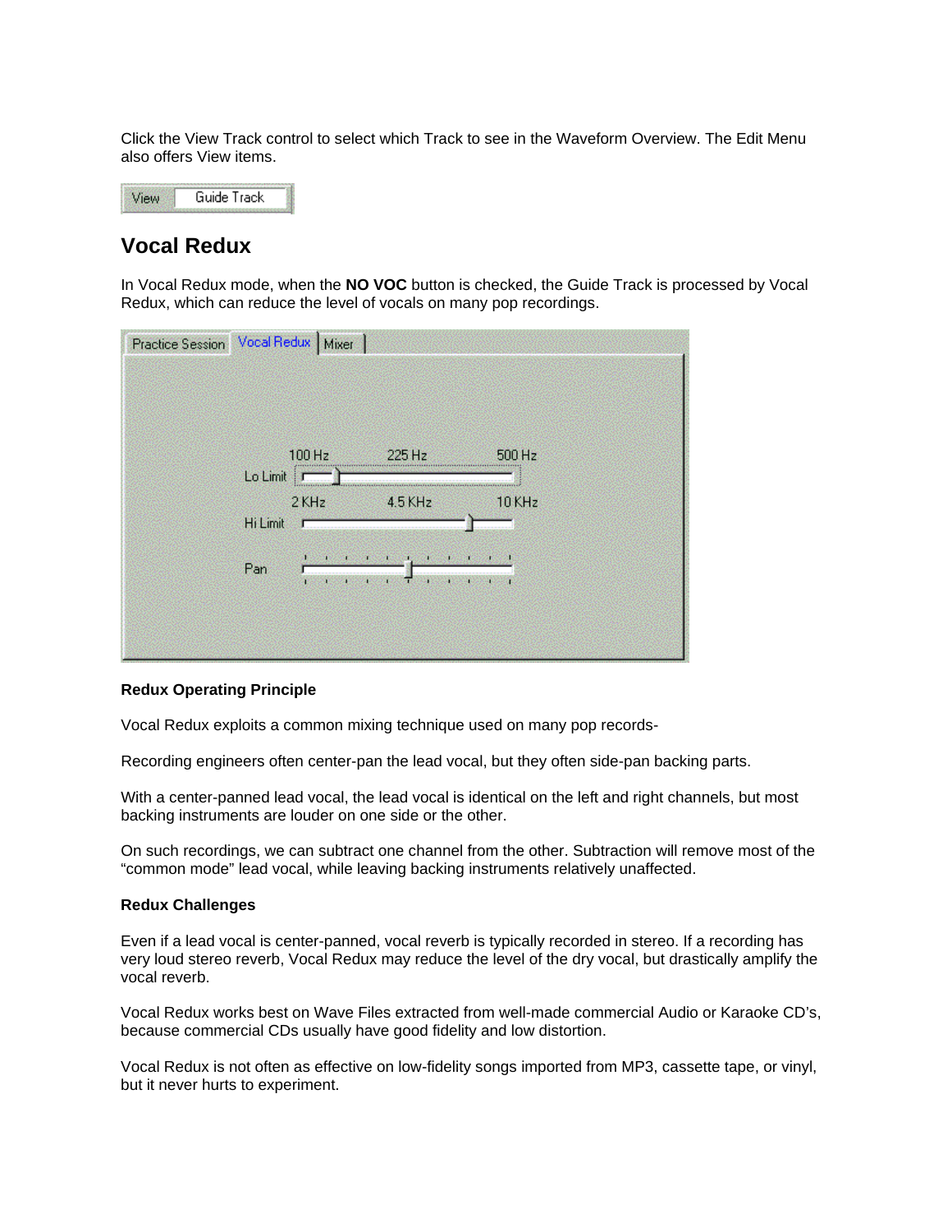Click the View Track control to select which Track to see in the Waveform Overview. The Edit Menu also offers View items.

## Vocal Redux

In Vocal Redux mode, when the **NO VOC** button is checked, the Guide Track is processed by Vocal Redux, which can reduce the level of vocals on many pop recordings.

**Redux Operating Principle**

Vocal Redux exploits a common mixing technique used on many pop records-

Recording engineers often center-pan the lead vocal, but they often side-pan backing parts.

With a center-panned lead vocal, the lead vocal is identical on the left and right channels, but most backing instruments are louder on one side or the other.

On such recordings, we can subtract one channel from the other. Subtraction will remove most of the "common mode" lead vocal, while leaving backing instruments relatively unaffected.

**Redux Challenges**

Even if a lead vocal is center-panned, vocal reverb is typically recorded in stereo. If a recording has very loud stereo reverb, Vocal Redux may reduce the level of the dry vocal, but drastically amplify the vocal reverb.

Vocal Redux works best on Wave Files extracted from well-made commercial Audio or Karaoke CD's, because commercial CDs usually have good fidelity and low distortion.

Vocal Redux is not often as effective on low-fidelity songs imported from MP3, cassette tape, or vinyl, but it never hurts to experiment.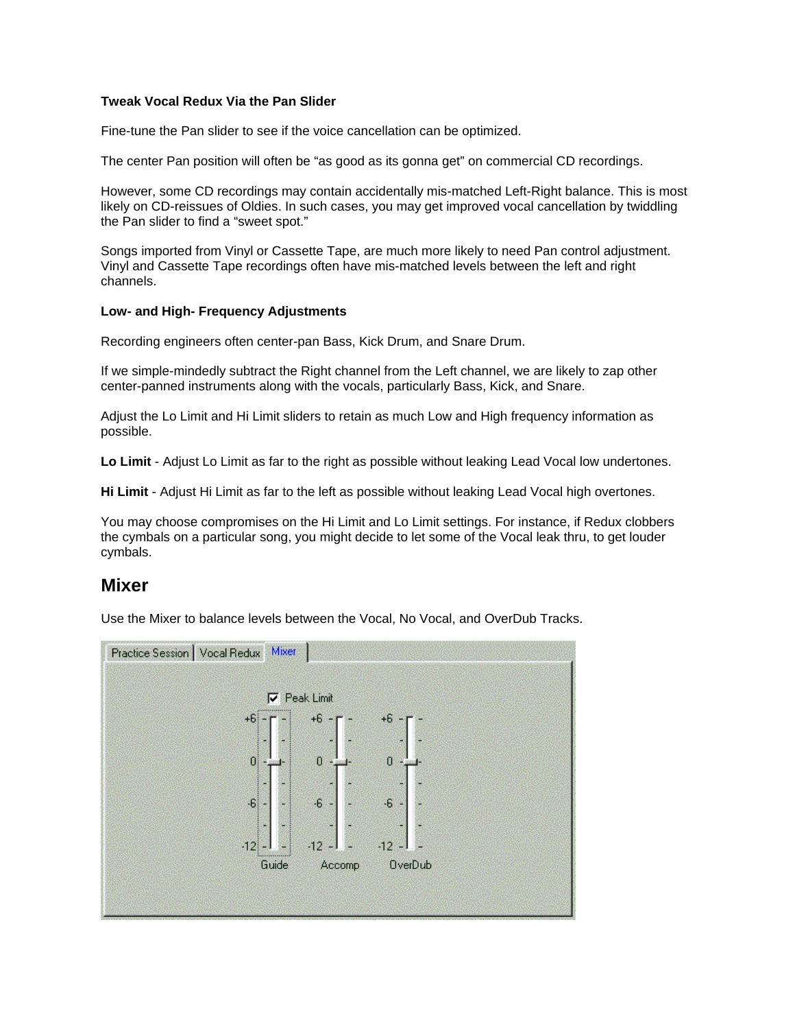**Tweak Vocal Redux Via the Pan Slider**

Fine-tune the Pan slider to see if the voice cancellation can be optimized.

The center Pan position will often be “as good as its gonna get” on commercial CD recordings.

However, some CD recordings may contain accidentally mis-matched Left-Right balance. This is most likely on CD-reissues of Oldies. In such cases, you may get improved vocal cancellation by twiddling the Pan slider to find a “sweet spot.”

Songs imported from Vinyl or Cassette Tape, are much more likely to need Pan control adjustment. Vinyl and Cassette Tape recordings often have mis-matched levels between the left and right channels.

**Low- and High- Frequency Adjustments**

Recording engineers often center-pan Bass, Kick Drum, and Snare Drum.

If we simple-mindedly subtract the Right channel from the Left channel, we are likely to zap other center-panned instruments along with the vocals, particularly Bass, Kick, and Snare.

Adjust the Lo Limit and Hi Limit sliders to retain as much Low and High frequency information as possible.

**Lo Limit** - Adjust Lo Limit as far to the right as possible without leaking Lead Vocal low undertones.

**Hi Limit** - Adjust Hi Limit as far to the left as possible without leaking Lead Vocal high overtones.

You may choose compromises on the Hi Limit and Lo Limit settings. For instance, if Redux clobbers the cymbals on a particular song, you might decide to let some of the Vocal leak thru, to get louder cymbals.

## Mixer

Use the Mixer to balance levels between the Vocal, No Vocal, and OverDub Tracks.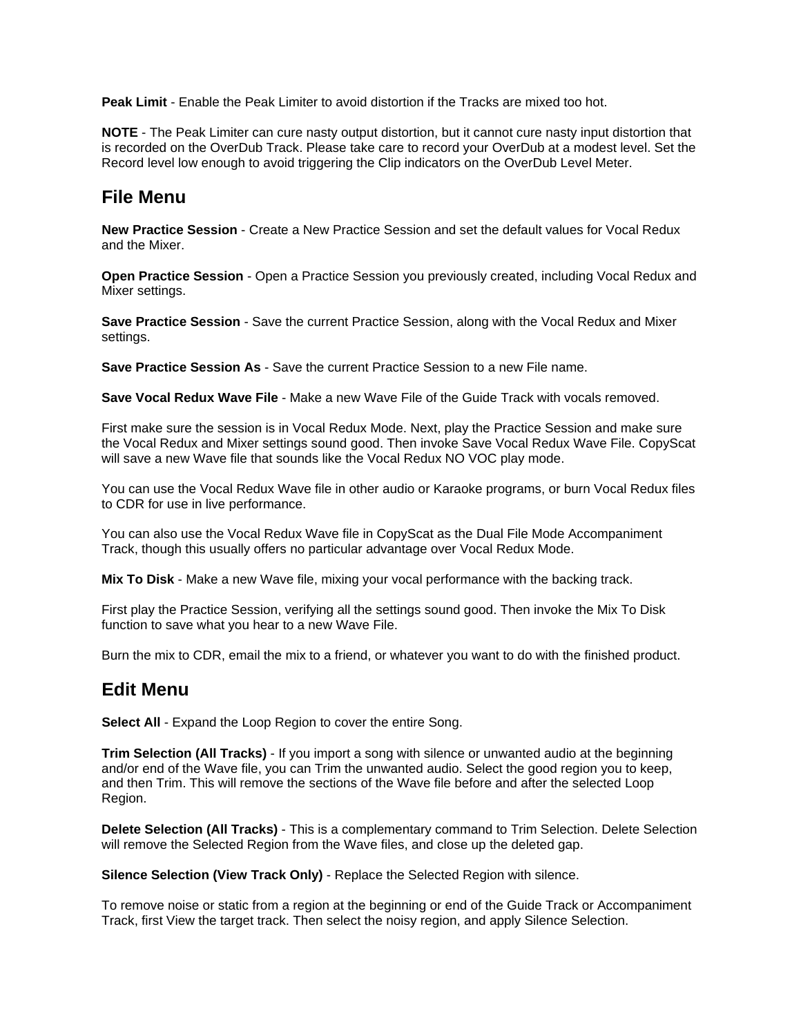**Peak Limit** - Enable the Peak Limiter to avoid distortion if the Tracks are mixed too hot.

**NOTE** - The Peak Limiter can cure nasty output distortion, but it cannot cure nasty input distortion that is recorded on the OverDub Track. Please take care to record your OverDub at a modest level. Set the Record level low enough to avoid triggering the Clip indicators on the OverDub Level Meter.

## File Menu

**New Practice Session** - Create a New Practice Session and set the default values for Vocal Redux and the Mixer.

**Open Practice Session** - Open a Practice Session you previously created, including Vocal Redux and Mixer settings.

**Save Practice Session** - Save the current Practice Session, along with the Vocal Redux and Mixer settings.

**Save Practice Session As** - Save the current Practice Session to a new File name.

**Save Vocal Redux Wave File** - Make a new Wave File of the Guide Track with vocals removed.

First make sure the session is in Vocal Redux Mode. Next, play the Practice Session and make sure the Vocal Redux and Mixer settings sound good. Then invoke Save Vocal Redux Wave File. CopyScat will save a new Wave file that sounds like the Vocal Redux NO VOC play mode.

You can use the Vocal Redux Wave file in other audio or Karaoke programs, or burn Vocal Redux files to CDR for use in live performance.

You can also use the Vocal Redux Wave file in CopyScat as the Dual File Mode Accompaniment Track, though this usually offers no particular advantage over Vocal Redux Mode.

**Mix To Disk** - Make a new Wave file, mixing your vocal performance with the backing track.

First play the Practice Session, verifying all the settings sound good. Then invoke the Mix To Disk function to save what you hear to a new Wave File.

Burn the mix to CDR, email the mix to a friend, or whatever you want to do with the finished product.

## Edit Menu

**Select All** - Expand the Loop Region to cover the entire Song.

**Trim Selection (All Tracks)** - If you import a song with silence or unwanted audio at the beginning and/or end of the Wave file, you can Trim the unwanted audio. Select the good region you to keep, and then Trim. This will remove the sections of the Wave file before and after the selected Loop Region.

**Delete Selection (All Tracks)** - This is a complementary command to Trim Selection. Delete Selection will remove the Selected Region from the Wave files, and close up the deleted gap.

**Silence Selection (View Track Only)** - Replace the Selected Region with silence.

To remove noise or static from a region at the beginning or end of the Guide Track or Accompaniment Track, first View the target track. Then select the noisy region, and apply Silence Selection.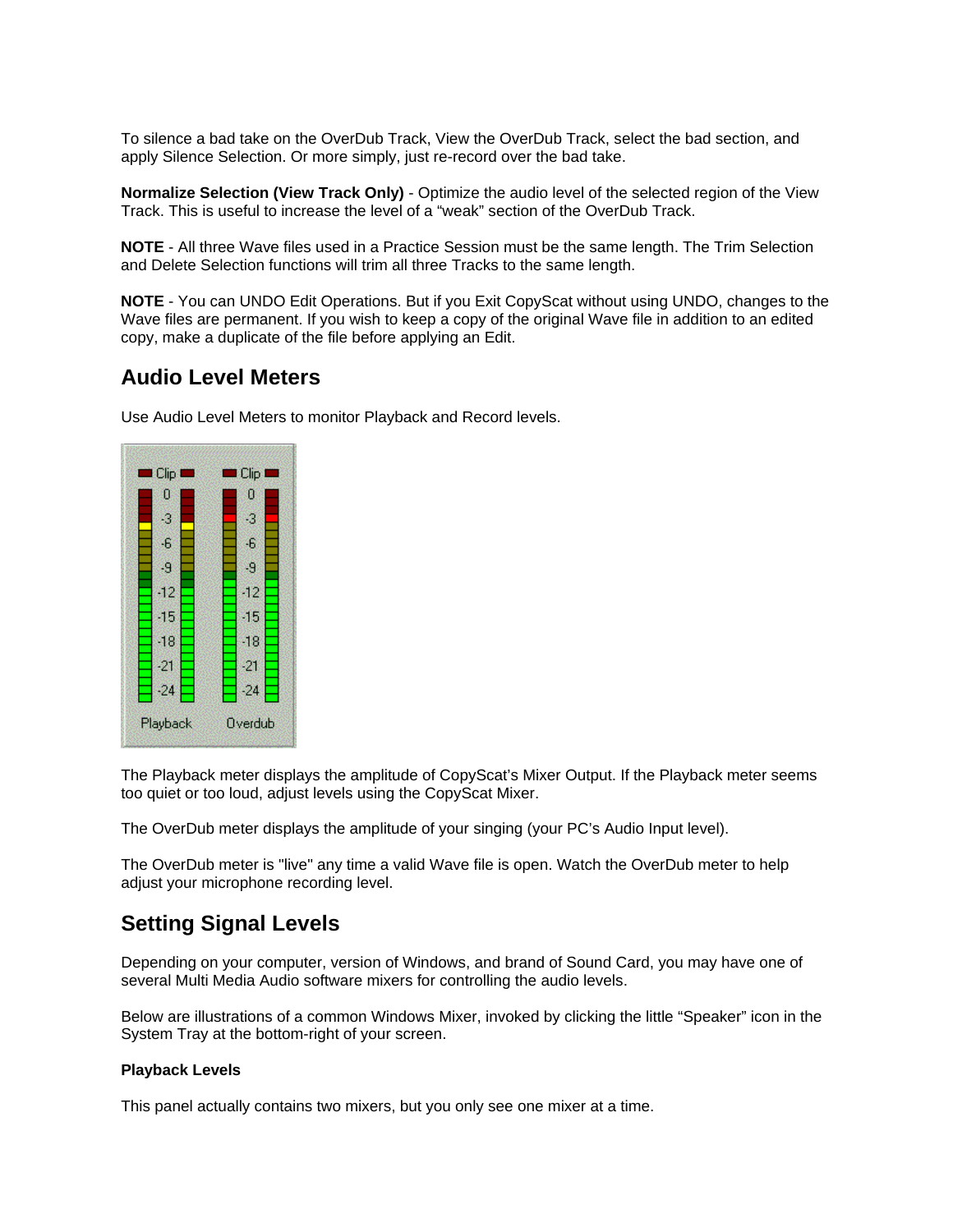To silence a bad take on the OverDub Track, View the OverDub Track, select the bad section, and apply Silence Selection. Or more simply, just re-record over the bad take.

**Normalize Selection (View Track Only)** - Optimize the audio level of the selected region of the View Track. This is useful to increase the level of a “weak” section of the OverDub Track.

**NOTE** - All three Wave files used in a Practice Session must be the same length. The Trim Selection and Delete Selection functions will trim all three Tracks to the same length.

**NOTE** - You can UNDO Edit Operations. But if you Exit CopyScat without using UNDO, changes to the Wave files are permanent. If you wish to keep a copy of the original Wave file in addition to an edited copy, make a duplicate of the file before applying an Edit.

## Audio Level Meters

Use Audio Level Meters to monitor Playback and Record levels.

The Playback meter displays the amplitude of CopyScat’s Mixer Output. If the Playback meter seems too quiet or too loud, adjust levels using the CopyScat Mixer.

The OverDub meter displays the amplitude of your singing (your PC’s Audio Input level).

The OverDub meter is "live" any time a valid Wave file is open. Watch the OverDub meter to help adjust your microphone recording level.

## Setting Signal Levels

Depending on your computer, version of Windows, and brand of Sound Card, you may have one of several Multi Media Audio software mixers for controlling the audio levels.

Below are illustrations of a common Windows Mixer, invoked by clicking the little “Speaker” icon in the System Tray at the bottom-right of your screen.

**Playback Levels**

This panel actually contains two mixers, but you only see one mixer at a time.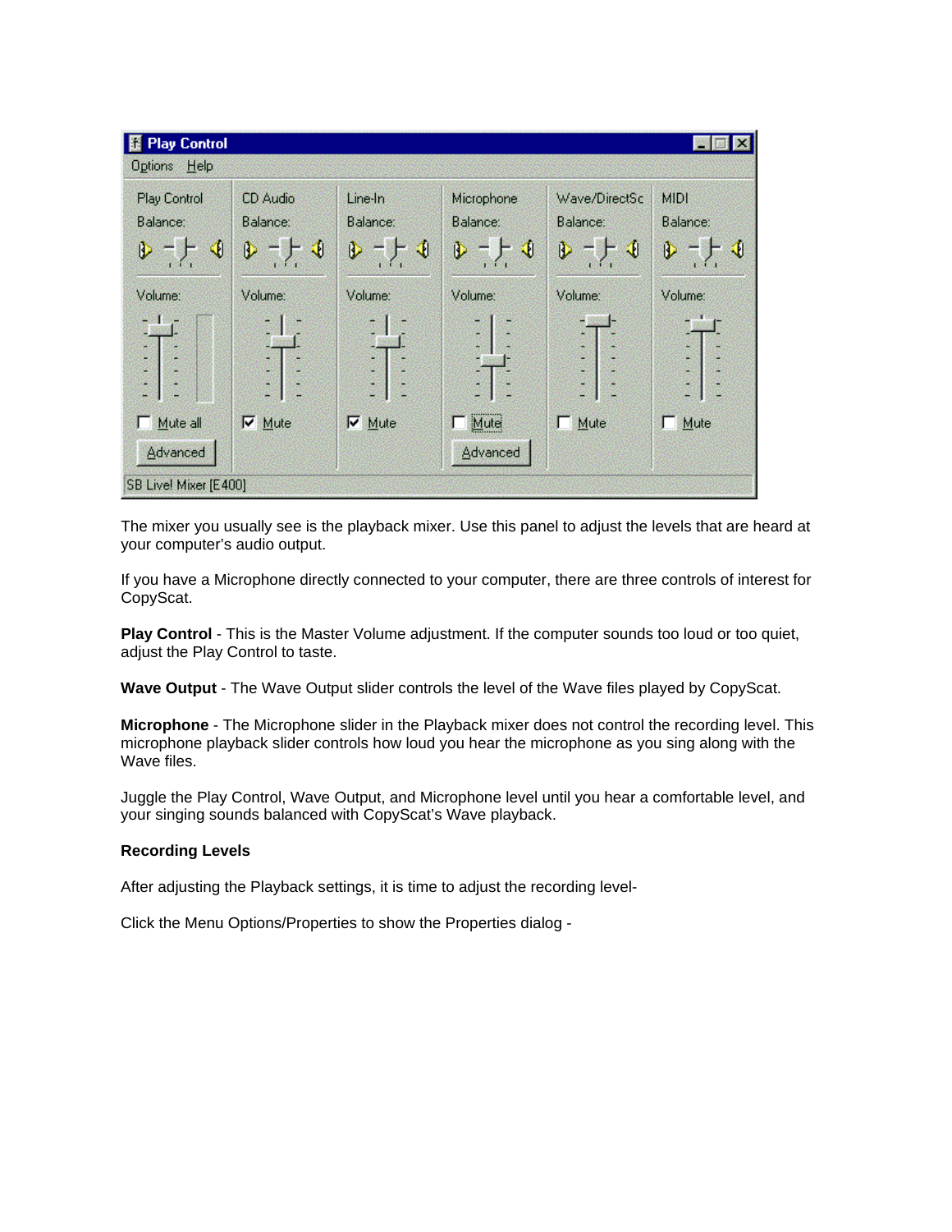The mixer you usually see is the playback mixer. Use this panel to adjust the levels that are heard at your computer's audio output.

If you have a Microphone directly connected to your computer, there are three controls of interest for CopyScat.

**Play Control** - This is the Master Volume adjustment. If the computer sounds too loud or too quiet, adjust the Play Control to taste.

**Wave Output** - The Wave Output slider controls the level of the Wave files played by CopyScat.

**Microphone** - The Microphone slider in the Playback mixer does not control the recording level. This microphone playback slider controls how loud you hear the microphone as you sing along with the Wave files.

Juggle the Play Control, Wave Output, and Microphone level until you hear a comfortable level, and your singing sounds balanced with CopyScat's Wave playback.

**Recording Levels**

After adjusting the Playback settings, it is time to adjust the recording level-

Click the Menu Options/Properties to show the Properties dialog -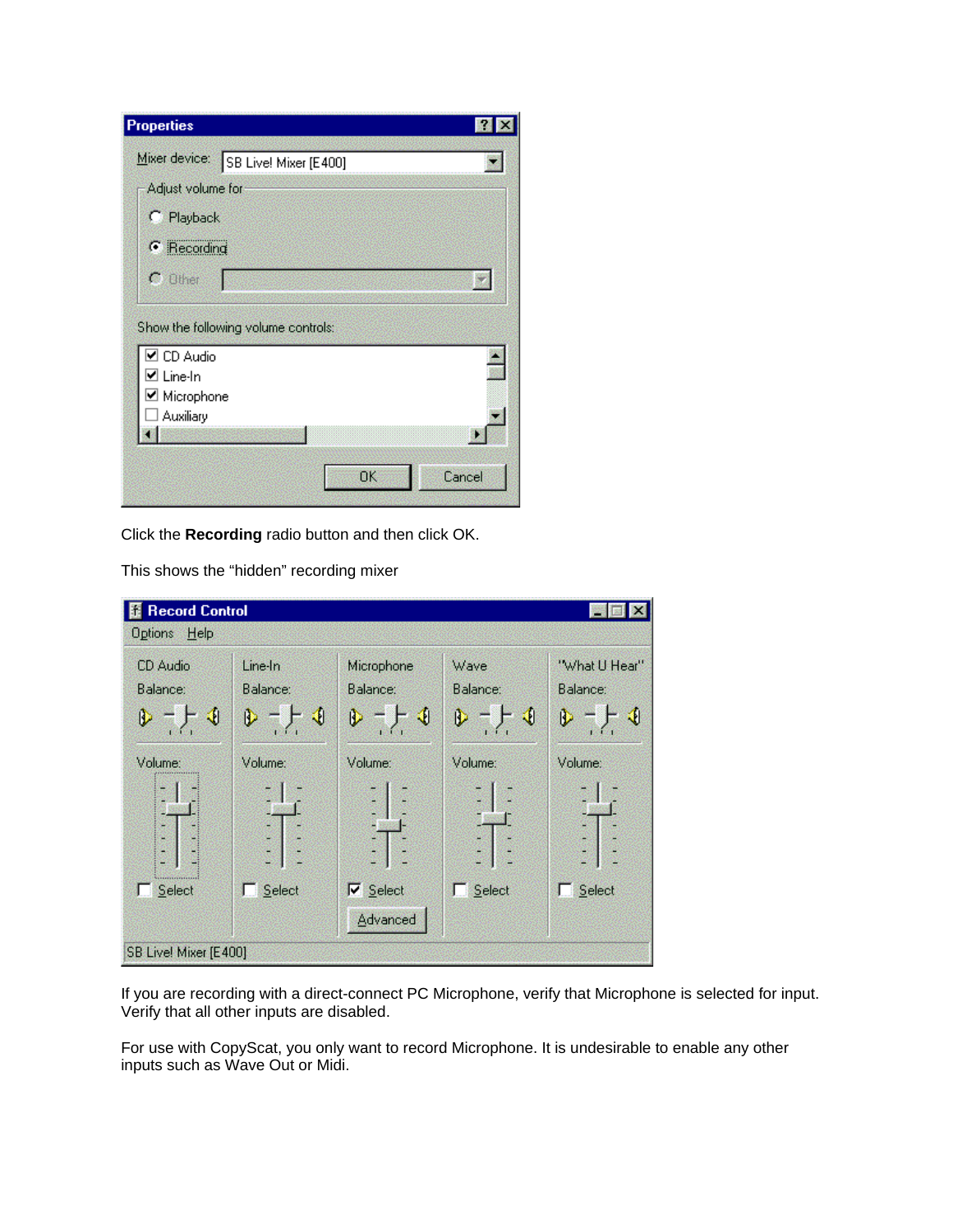Click the **Recording** radio button and then click OK.

This shows the “hidden” recording mixer

If you are recording with a direct-connect PC Microphone, verify that Microphone is selected for input. Verify that all other inputs are disabled.

For use with CopyScat, you only want to record Microphone. It is undesirable to enable any other inputs such as Wave Out or Midi.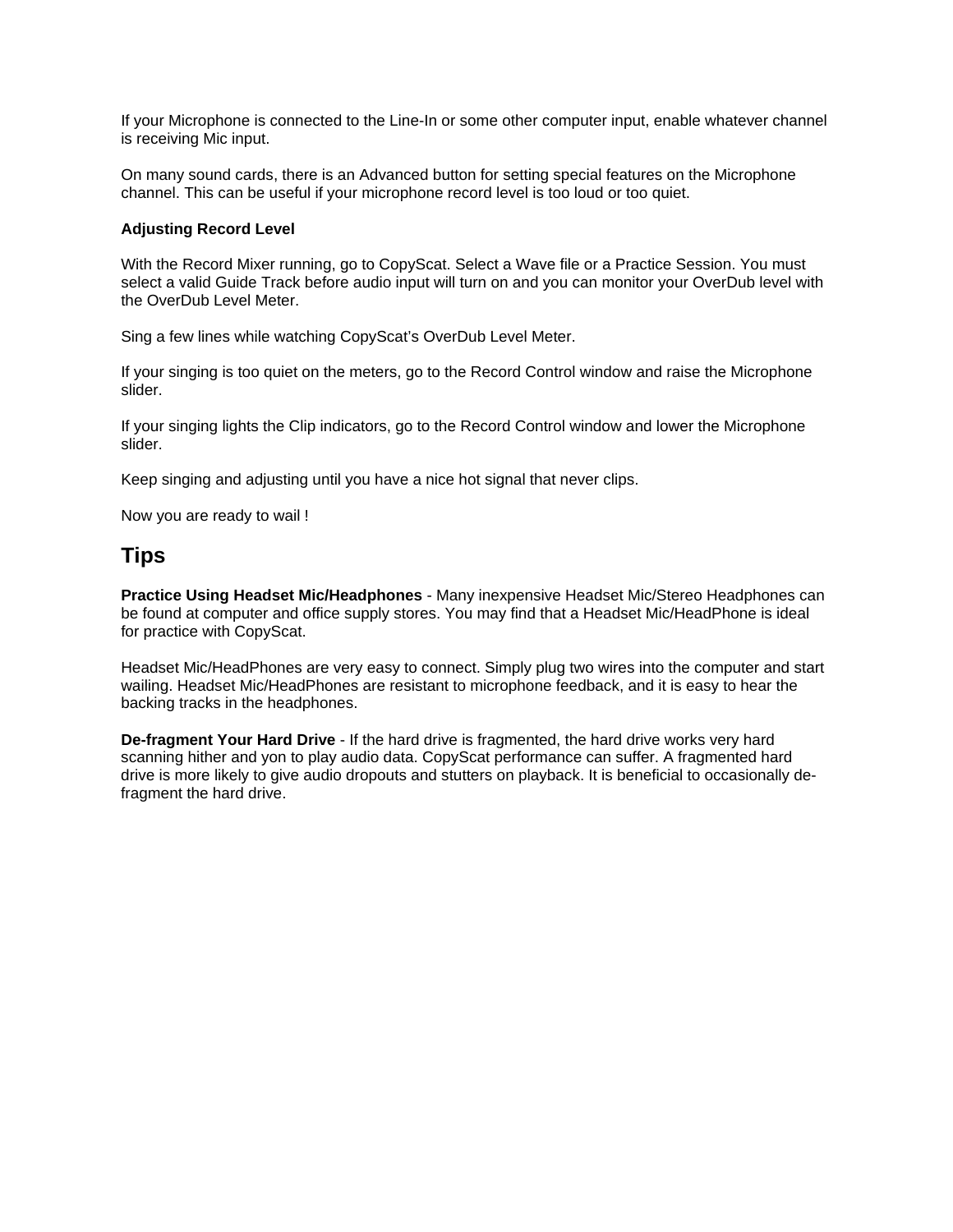If your Microphone is connected to the Line-In or some other computer input, enable whatever channel is receiving Mic input.

On many sound cards, there is an Advanced button for setting special features on the Microphone channel. This can be useful if your microphone record level is too loud or too quiet.

**Adjusting Record Level**

With the Record Mixer running, go to CopyScat. Select a Wave file or a Practice Session. You must select a valid Guide Track before audio input will turn on and you can monitor your OverDub level with the OverDub Level Meter.

Sing a few lines while watching CopyScat's OverDub Level Meter.

If your singing is too quiet on the meters, go to the Record Control window and raise the Microphone slider.

If your singing lights the Clip indicators, go to the Record Control window and lower the Microphone slider.

Keep singing and adjusting until you have a nice hot signal that never clips.

Now you are ready to wail !

## Tips

**Practice Using Headset Mic/Headphones** - Many inexpensive Headset Mic/Stereo Headphones can be found at computer and office supply stores. You may find that a Headset Mic/HeadPhone is ideal for practice with CopyScat.

Headset Mic/HeadPhones are very easy to connect. Simply plug two wires into the computer and start wailing. Headset Mic/HeadPhones are resistant to microphone feedback, and it is easy to hear the backing tracks in the headphones.

**De-fragment Your Hard Drive** - If the hard drive is fragmented, the hard drive works very hard scanning hither and yon to play audio data. CopyScat performance can suffer. A fragmented hard drive is more likely to give audio dropouts and stutters on playback. It is beneficial to occasionally de-fragment the hard drive.